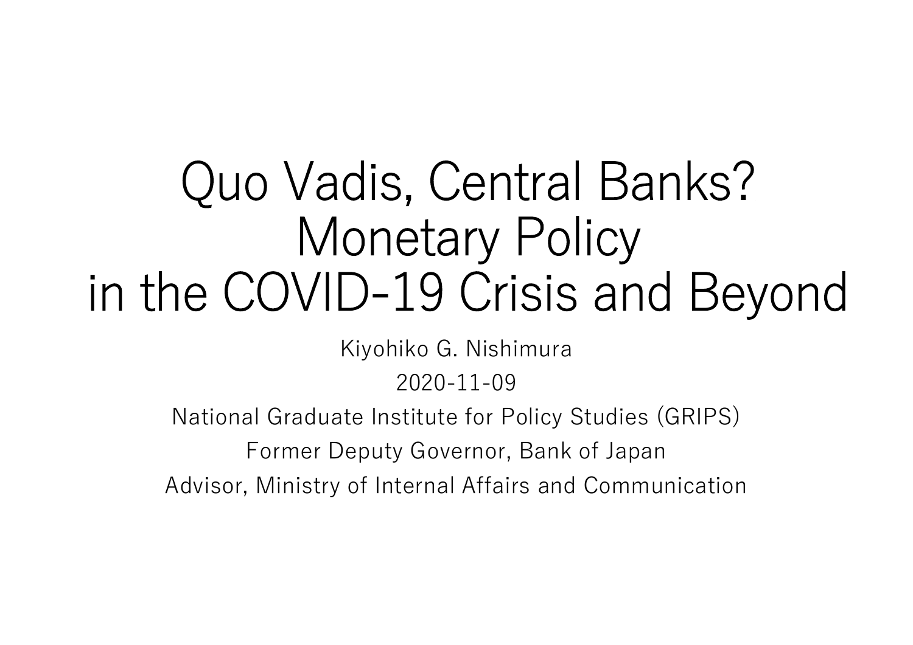# Quo Vadis, Central Banks? Monetary Policy in the COVID-19 Crisis and Beyond

Kiyohiko G. Nishimura

2020-11-09

National Graduate Institute for Policy Studies (GRIPS)

Former Deputy Governor, Bank of Japan

Advisor, Ministry of Internal Affairs and Communication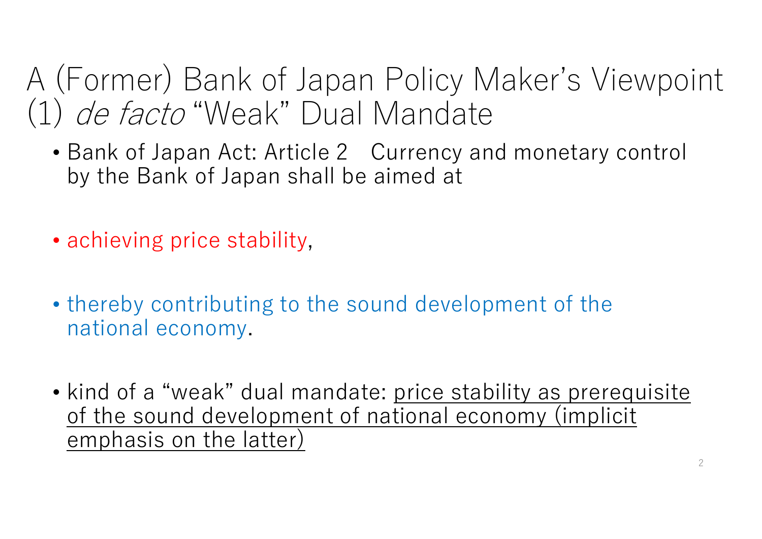# A (Former) Bank of Japan Policy Maker's Viewpoint (1) *de facto* "Weak" Dual Mandate

- Bank of Japan Act: Article 2 Currency and monetary control by the Bank of Japan shall be aimed at
- achieving price stability,
- thereby contributing to the sound development of the national economy.
- kind of a "weak" dual mandate: <u>price stability as prerequisite of the sound development of national economy (implicit emphasis on the latter)</u>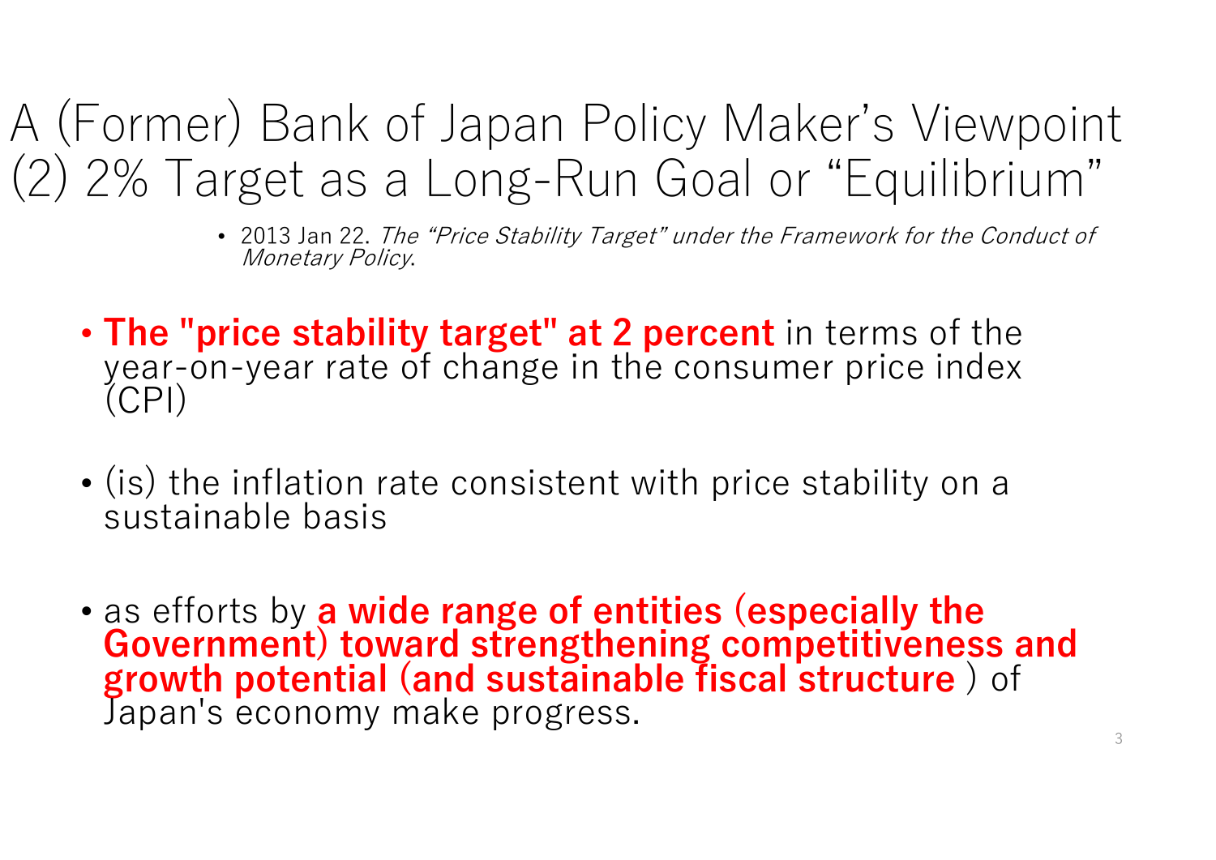# A (Former) Bank of Japan Policy Maker's Viewpoint (2) 2% Target as a Long-Run Goal or "Equilibrium"

- 2013 Jan 22. *The "Price Stability Target" under the Framework for the Conduct of Monetary Policy*.

- **The "price stability target" at 2 percent** in terms of the year-on-year rate of change in the consumer price index (CPI)

- (is) the inflation rate consistent with price stability on a sustainable basis

- as efforts by **a wide range of entities (especially the Government) toward strengthening competitiveness and growth potential (and sustainable fiscal structure** ) of Japan's economy make progress.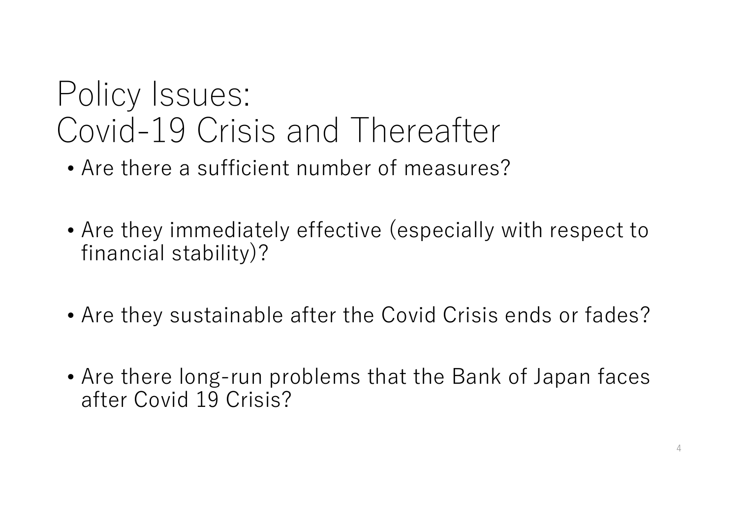# Policy Issues: Covid-19 Crisis and Thereafter

- Are there a sufficient number of measures?
- Are they immediately effective (especially with respect to financial stability)?
- Are they sustainable after the Covid Crisis ends or fades?
- Are there long-run problems that the Bank of Japan faces after Covid 19 Crisis?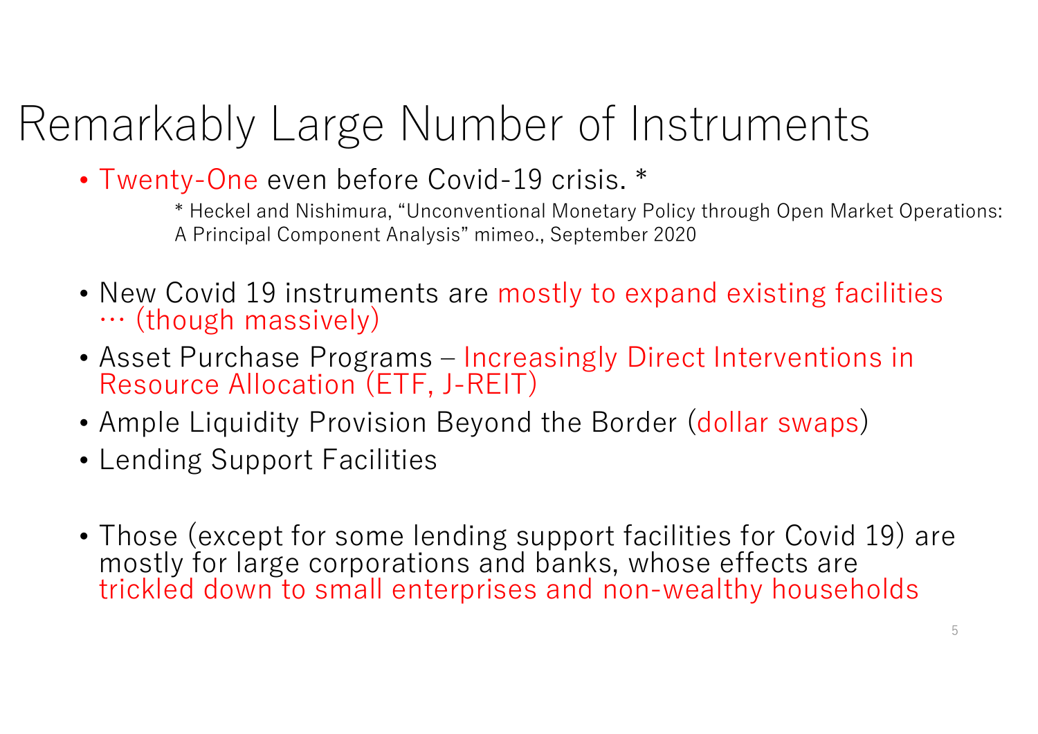# Remarkably Large Number of Instruments

- Twenty-One even before Covid-19 crisis. *

  \* Heckel and Nishimura, "Unconventional Monetary Policy through Open Market Operations: A Principal Component Analysis" mimeo., September 2020

- New Covid 19 instruments are mostly to expand existing facilities … (though massively)
- Asset Purchase Programs – Increasingly Direct Interventions in Resource Allocation (ETF, J-REIT)
- Ample Liquidity Provision Beyond the Border (dollar swaps)
- Lending Support Facilities

- Those (except for some lending support facilities for Covid 19) are mostly for large corporations and banks, whose effects are trickled down to small enterprises and non-wealthy households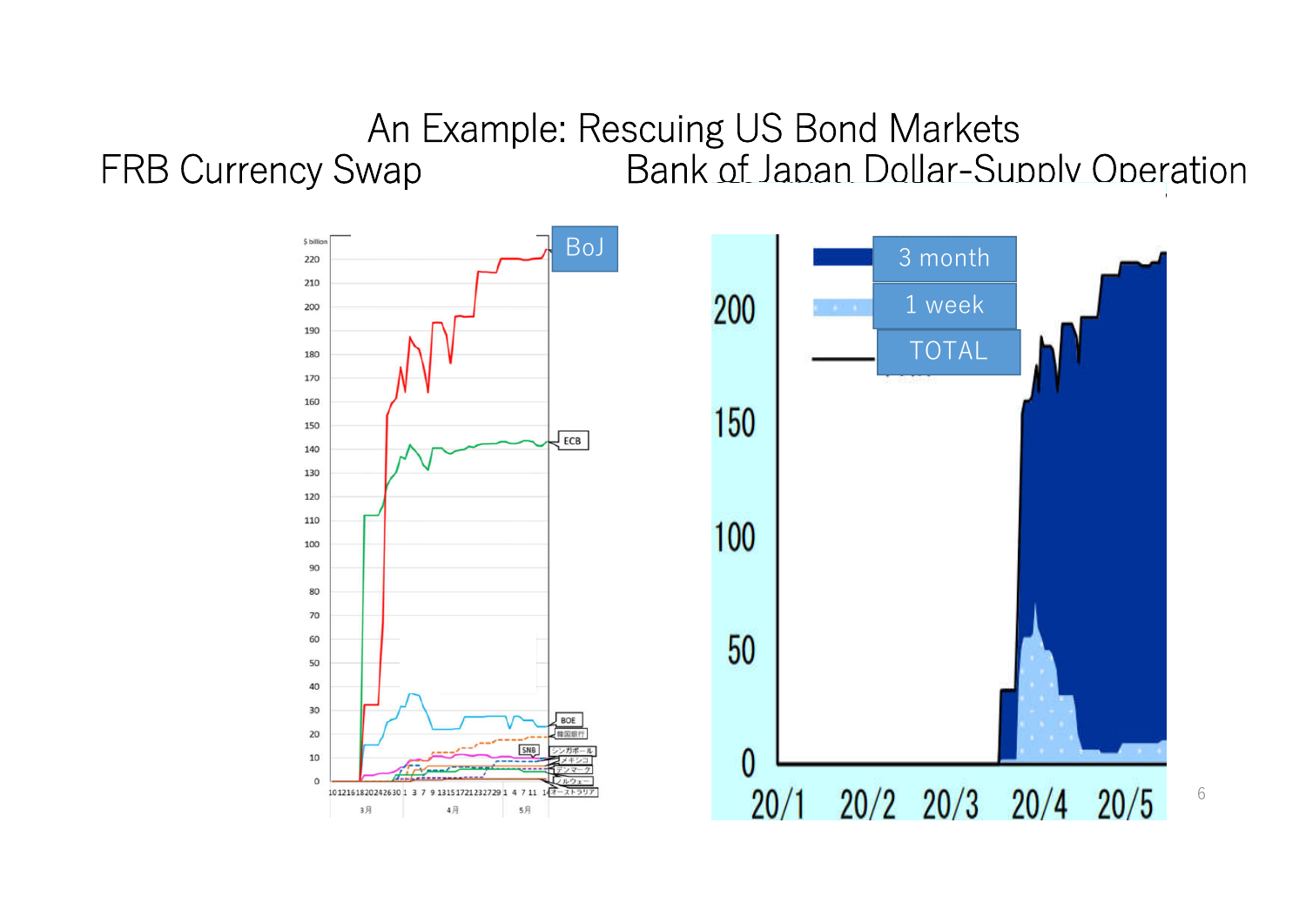# An Example: Rescuing US Bond Markets

## FRB Currency Swap

## Bank of Japan Dollar-Supply Operation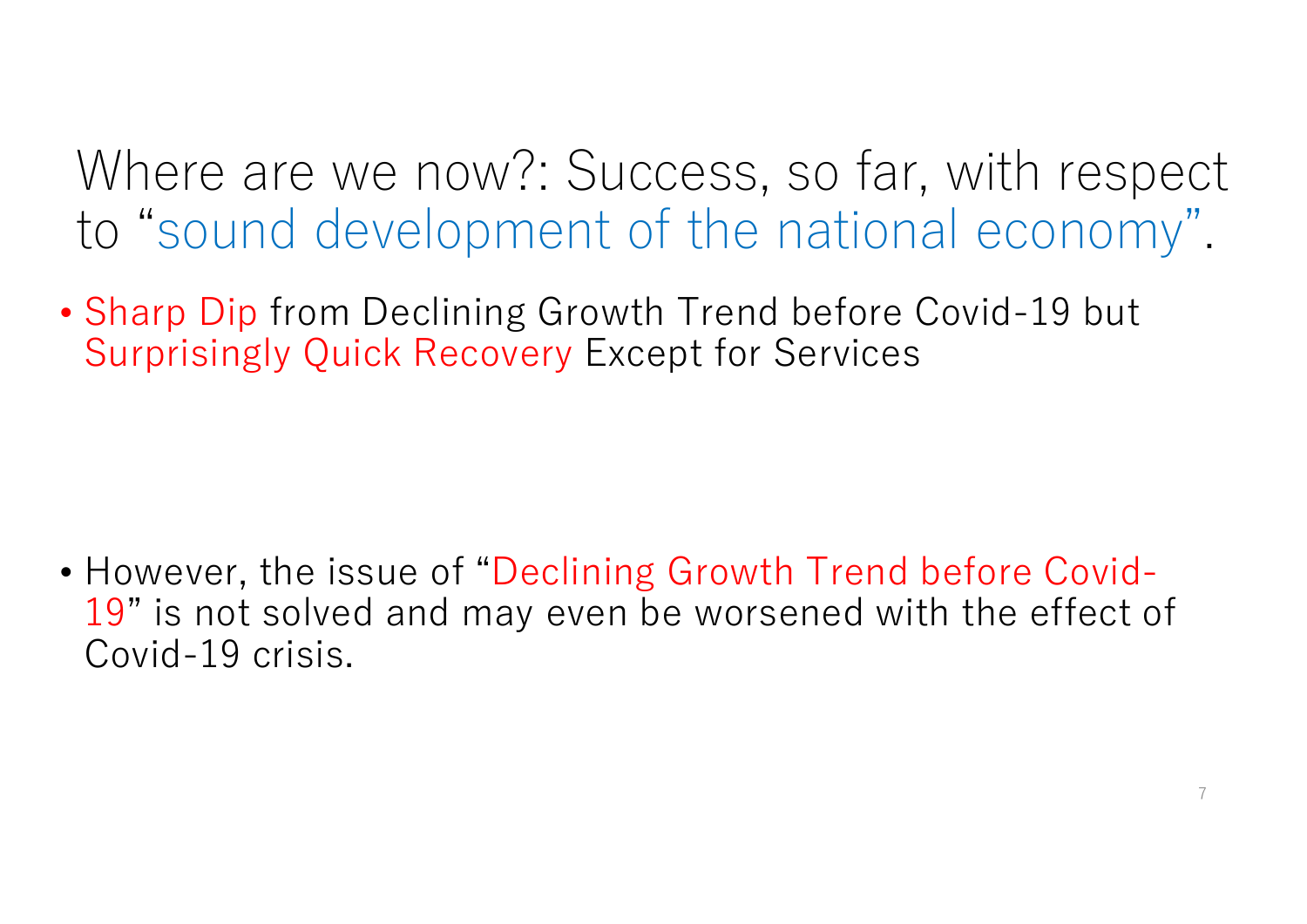# Where are we now?: Success, so far, with respect to "sound development of the national economy".

- Sharp Dip from Declining Growth Trend before Covid-19 but Surprisingly Quick Recovery Except for Services

- However, the issue of "Declining Growth Trend before Covid-19" is not solved and may even be worsened with the effect of Covid-19 crisis.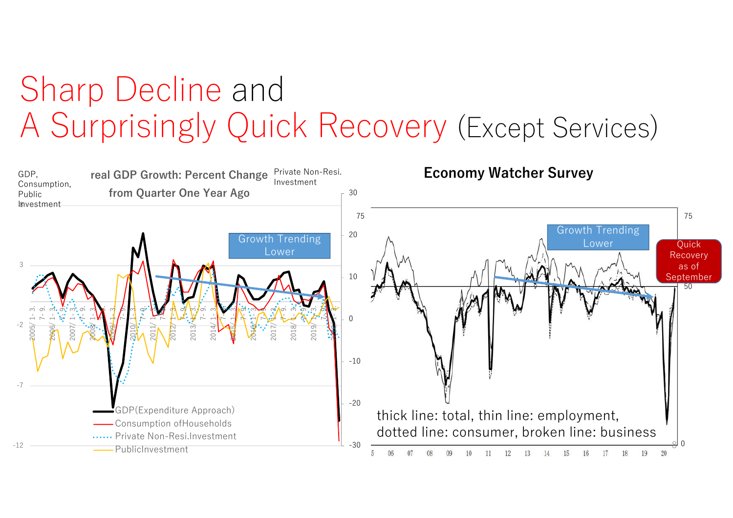# Sharp Decline and A Surprisingly Quick Recovery (Except Services)

**real GDP Growth: Percent Change from Quarter One Year Ago**

GDP, Consumption, Public Investment

Private Non-Resi. Investment

Growth Trending Lower

GDP(Expenditure Approach)

Consumption ofHouseholds

Private Non-Resi.Investment

PublicInvestment

**Economy Watcher Survey**

Growth Trending Lower

Quick Recovery as of September

thick line: total, thin line: employment, dotted line: consumer, broken line: business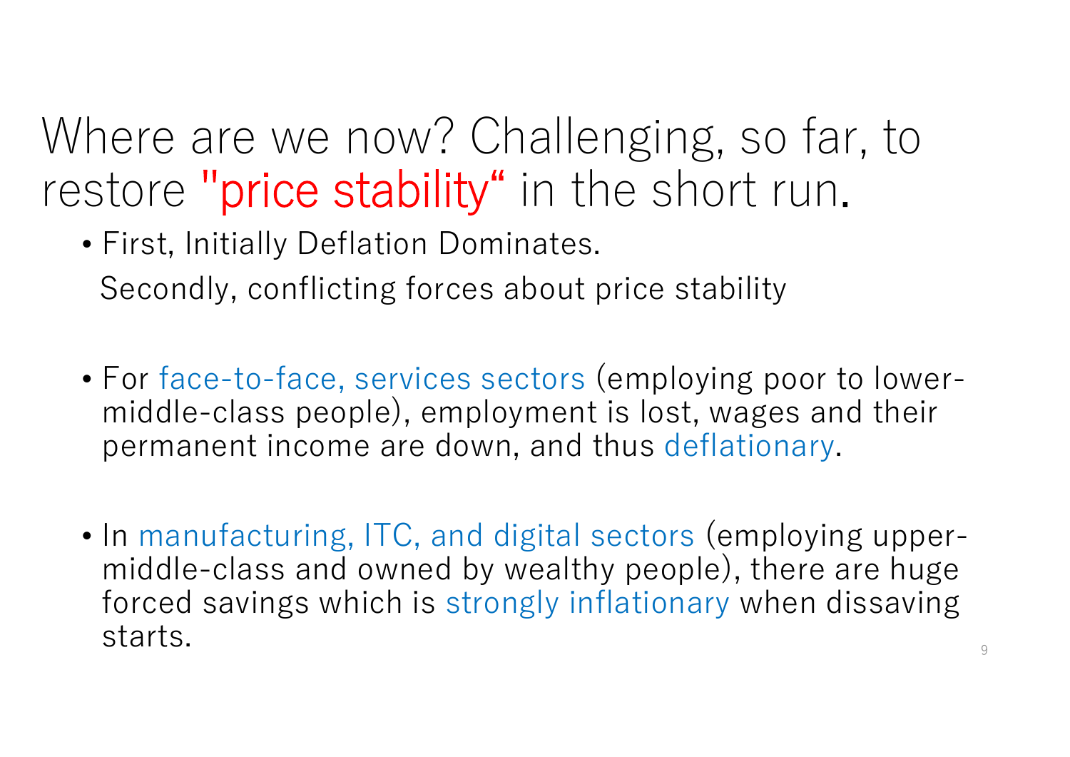# Where are we now? Challenging, so far, to restore "price stability" in the short run.

- First, Initially Deflation Dominates.

  Secondly, conflicting forces about price stability

- For face-to-face, services sectors (employing poor to lower-middle-class people), employment is lost, wages and their permanent income are down, and thus deflationary.

- In manufacturing, ITC, and digital sectors (employing upper-middle-class and owned by wealthy people), there are huge forced savings which is strongly inflationary when dissaving starts.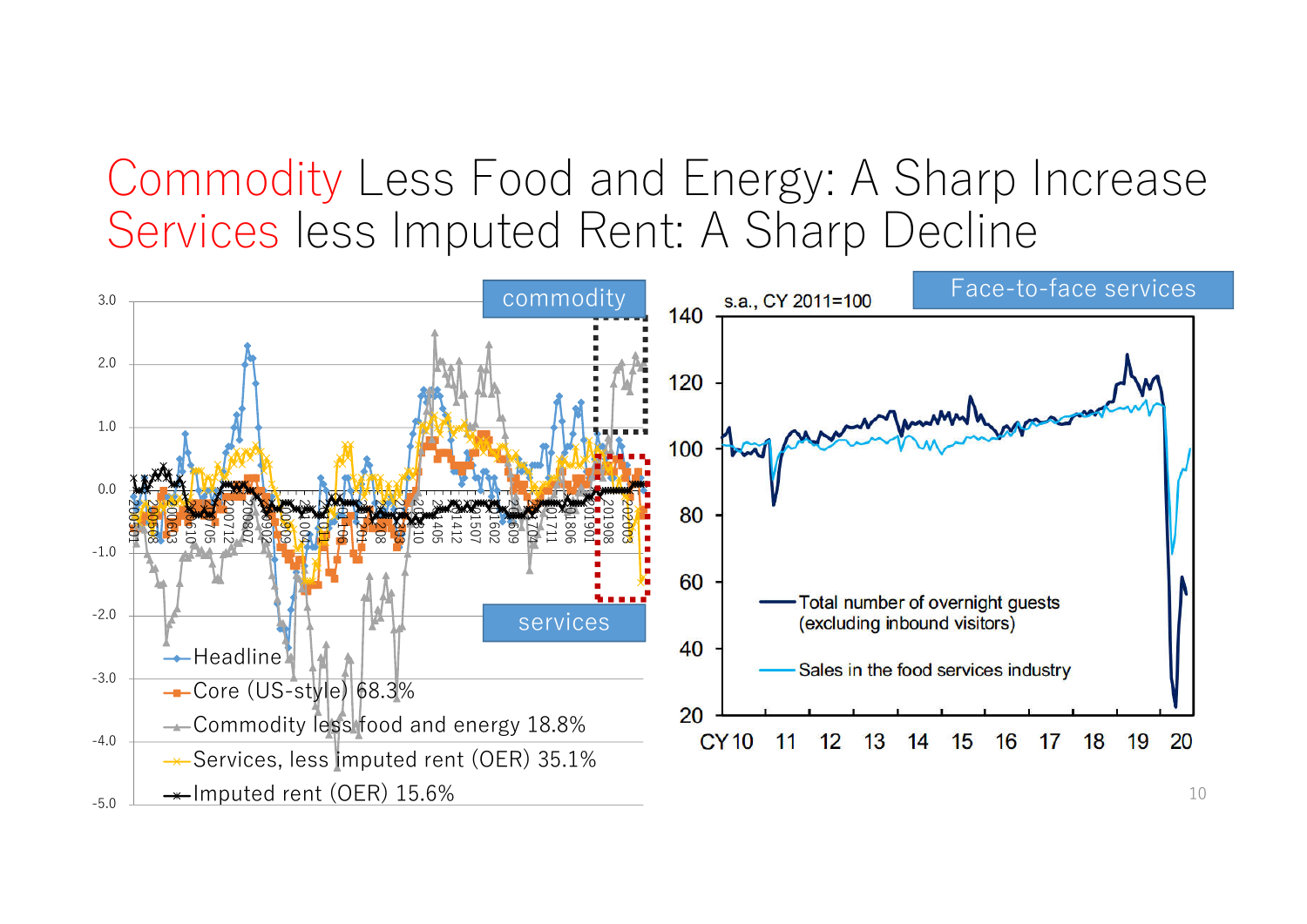# Commodity Less Food and Energy: A Sharp Increase Services less Imputed Rent: A Sharp Decline

commodity

services

- Headline
- Core (US-style) 68.3%
- Commodity less food and energy 18.8%
- Services, less imputed rent (OER) 35.1%
- Imputed rent (OER) 15.6%

Face-to-face services

s.a., CY 2011=100

- Total number of overnight guests (excluding inbound visitors)
- Sales in the food services industry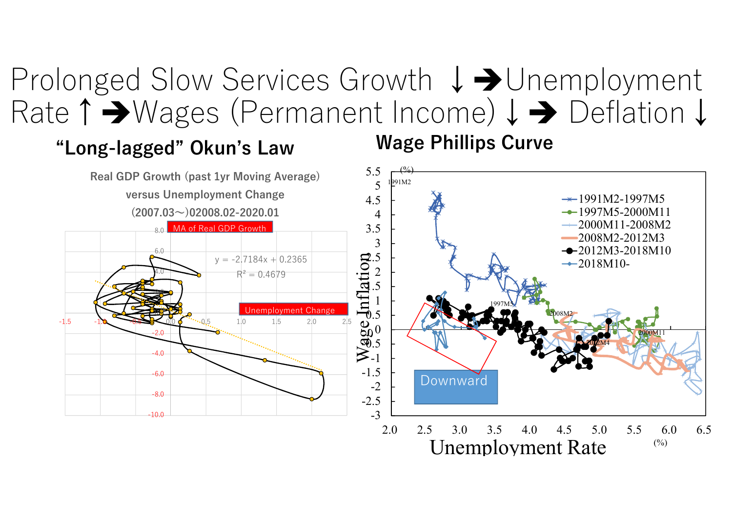# Prolonged Slow Services Growth ↓ ➔Unemployment Rate ↑ ➔Wages (Permanent Income) ↓ ➔ Deflation ↓

## "Long-lagged" Okun's Law

Real GDP Growth (past 1yr Moving Average) versus Unemployment Change

(2007.03～)02008.02-2020.01

MA of Real GDP Growth

Unemployment Change

$y = -2.7184x + 0.2365$

$R^2 = 0.4679$

## Wage Phillips Curve

Wage Inflation (%)

Unemployment Rate (%)

- 1991M2-1997M5
- 1997M5-2000M11
- 2000M11-2008M2
- 2008M2-2012M3
- 2012M3-2018M10
- 2018M10-

1991M2, 1997M5, 2008M2, 2000M11, 2012M4

Downward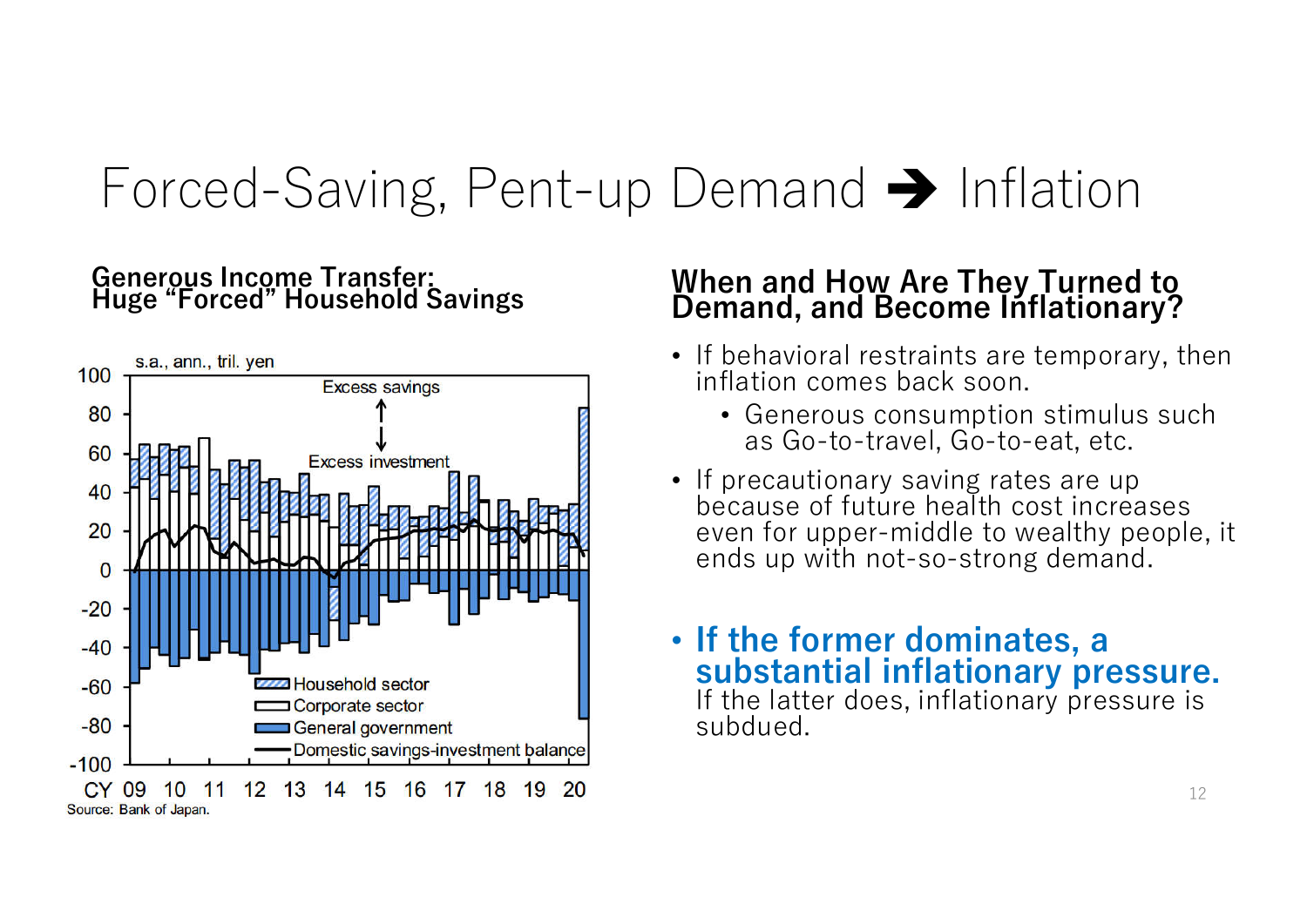# Forced-Saving, Pent-up Demand ➔ Inflation

### Generous Income Transfer: Huge "Forced" Household Savings

s.a., ann., tril. yen

Source: Bank of Japan.

### When and How Are They Turned to Demand, and Become Inflationary?

- If behavioral restraints are temporary, then inflation comes back soon.
  - Generous consumption stimulus such as Go-to-travel, Go-to-eat, etc.
- If precautionary saving rates are up because of future health cost increases even for upper-middle to wealthy people, it ends up with not-so-strong demand.

- **If the former dominates, a substantial inflationary pressure.** If the latter does, inflationary pressure is subdued.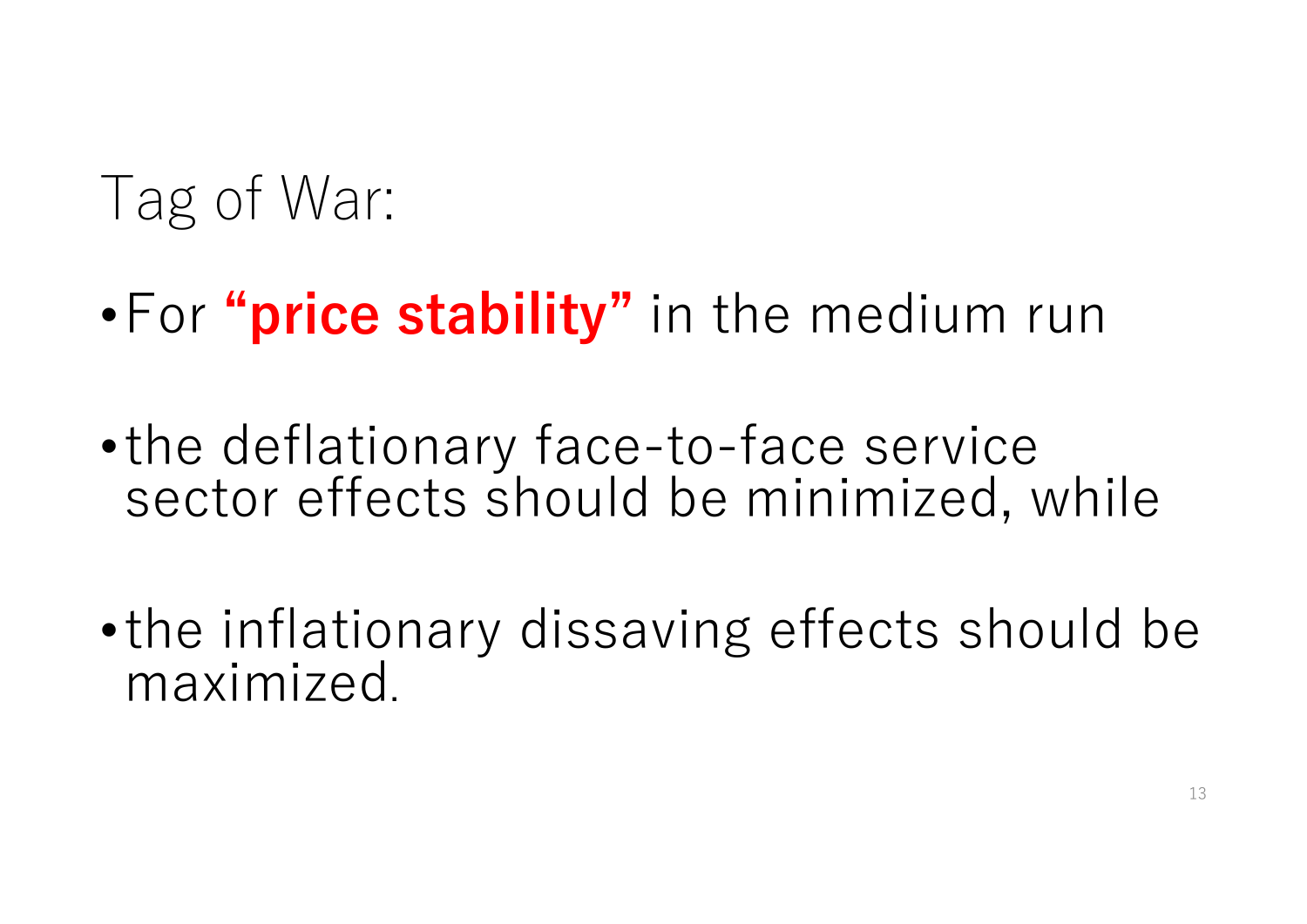# Tag of War:

- For **"price stability"** in the medium run

- the deflationary face-to-face service sector effects should be minimized, while

- the inflationary dissaving effects should be maximized.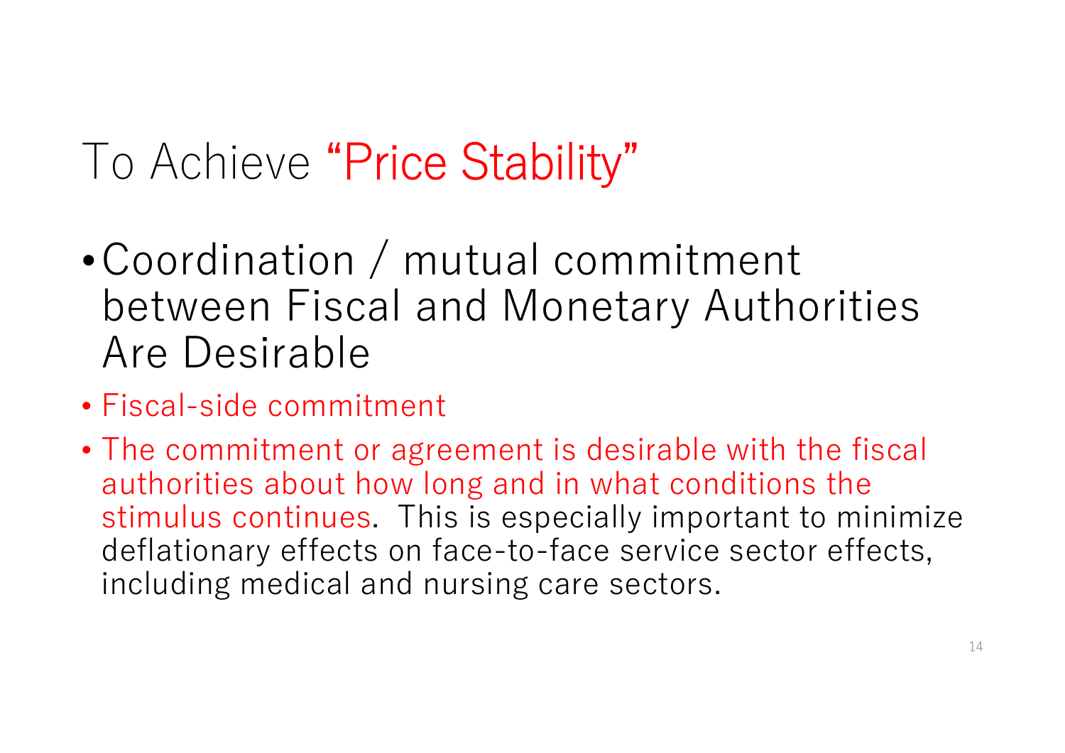# To Achieve “Price Stability”

- Coordination / mutual commitment between Fiscal and Monetary Authorities Are Desirable
- Fiscal-side commitment
- The commitment or agreement is desirable with the fiscal authorities about how long and in what conditions the stimulus continues. This is especially important to minimize deflationary effects on face-to-face service sector effects, including medical and nursing care sectors.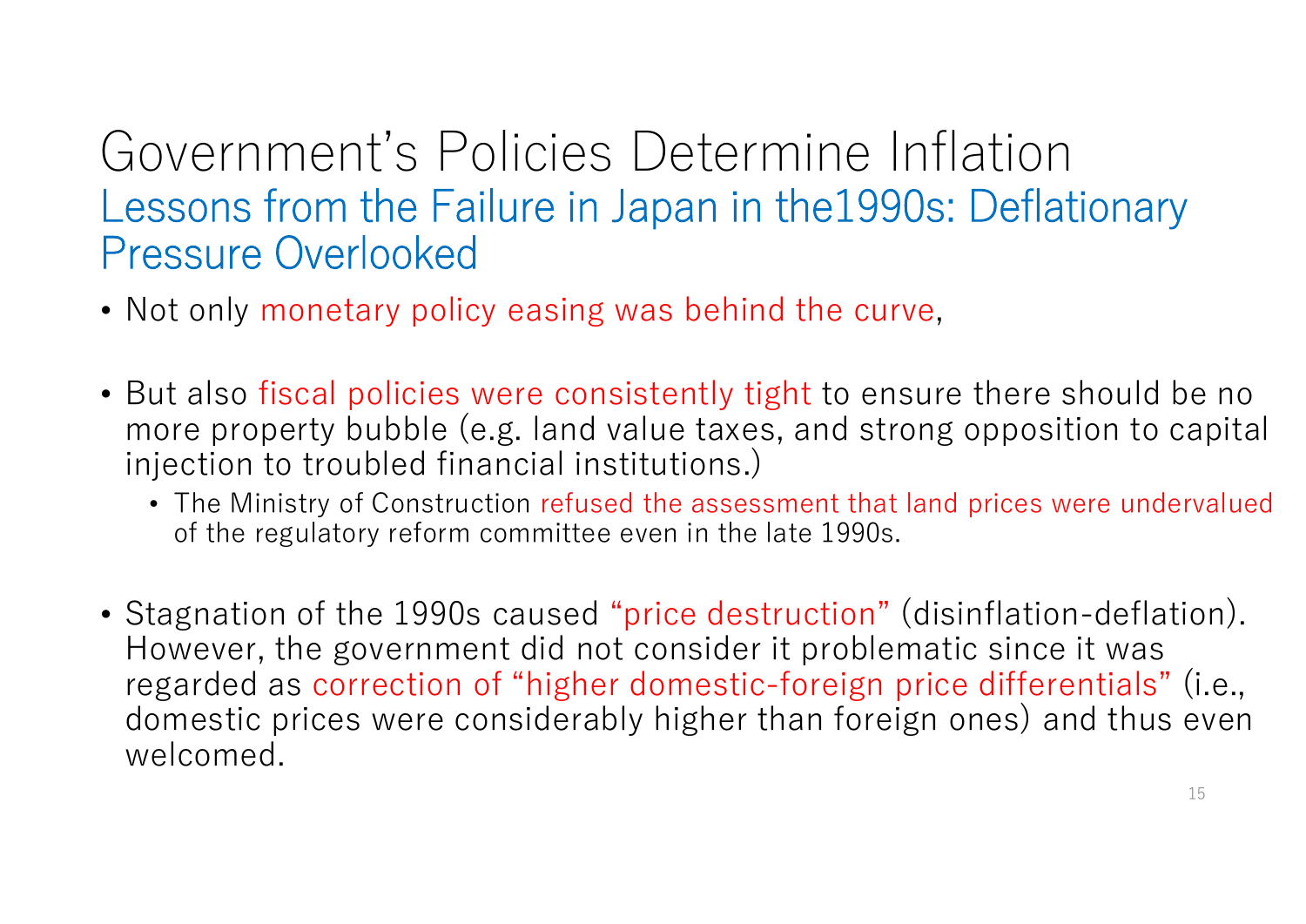# Government's Policies Determine Inflation

## Lessons from the Failure in Japan in the1990s: Deflationary Pressure Overlooked

- Not only monetary policy easing was behind the curve,
- But also fiscal policies were consistently tight to ensure there should be no more property bubble (e.g. land value taxes, and strong opposition to capital injection to troubled financial institutions.)
  - The Ministry of Construction refused the assessment that land prices were undervalued of the regulatory reform committee even in the late 1990s.
- Stagnation of the 1990s caused "price destruction" (disinflation-deflation). However, the government did not consider it problematic since it was regarded as correction of "higher domestic-foreign price differentials" (i.e., domestic prices were considerably higher than foreign ones) and thus even welcomed.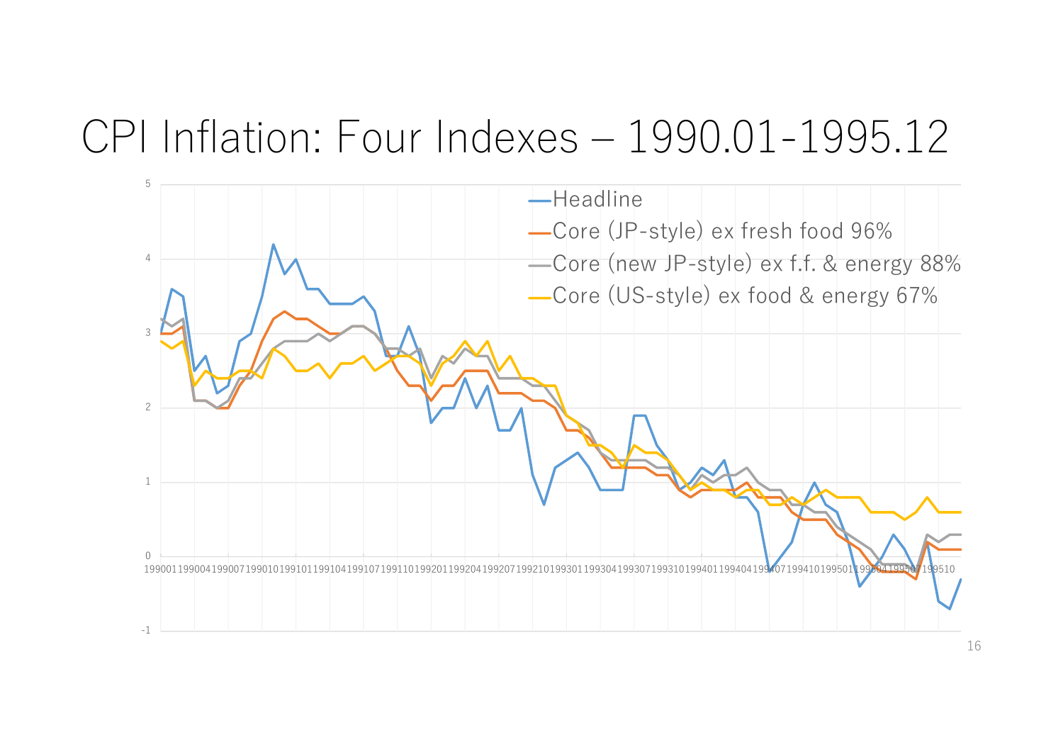# CPI Inflation: Four Indexes – 1990.01-1995.12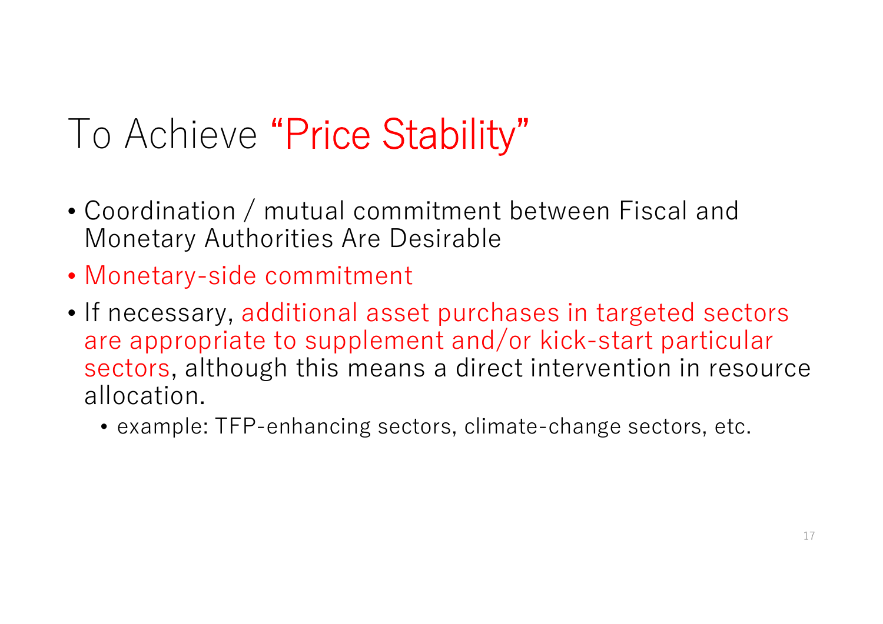# To Achieve "Price Stability"

- Coordination / mutual commitment between Fiscal and Monetary Authorities Are Desirable
- Monetary-side commitment
- If necessary, additional asset purchases in targeted sectors are appropriate to supplement and/or kick-start particular sectors, although this means a direct intervention in resource allocation.
  - example: TFP-enhancing sectors, climate-change sectors, etc.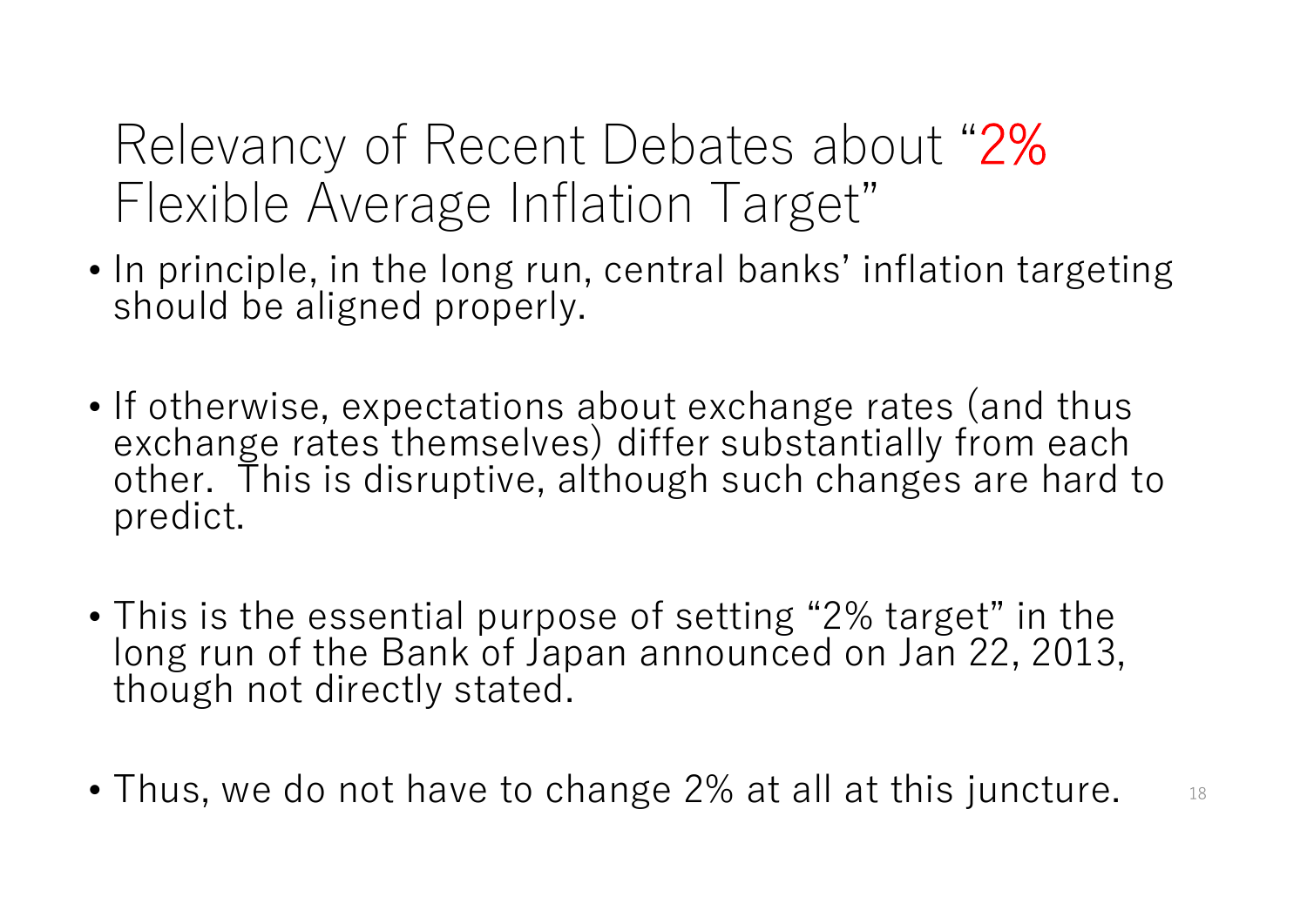# Relevancy of Recent Debates about "2% Flexible Average Inflation Target"

- In principle, in the long run, central banks' inflation targeting should be aligned properly.

- If otherwise, expectations about exchange rates (and thus exchange rates themselves) differ substantially from each other. This is disruptive, although such changes are hard to predict.

- This is the essential purpose of setting "2% target" in the long run of the Bank of Japan announced on Jan 22, 2013, though not directly stated.

- Thus, we do not have to change 2% at all at this juncture.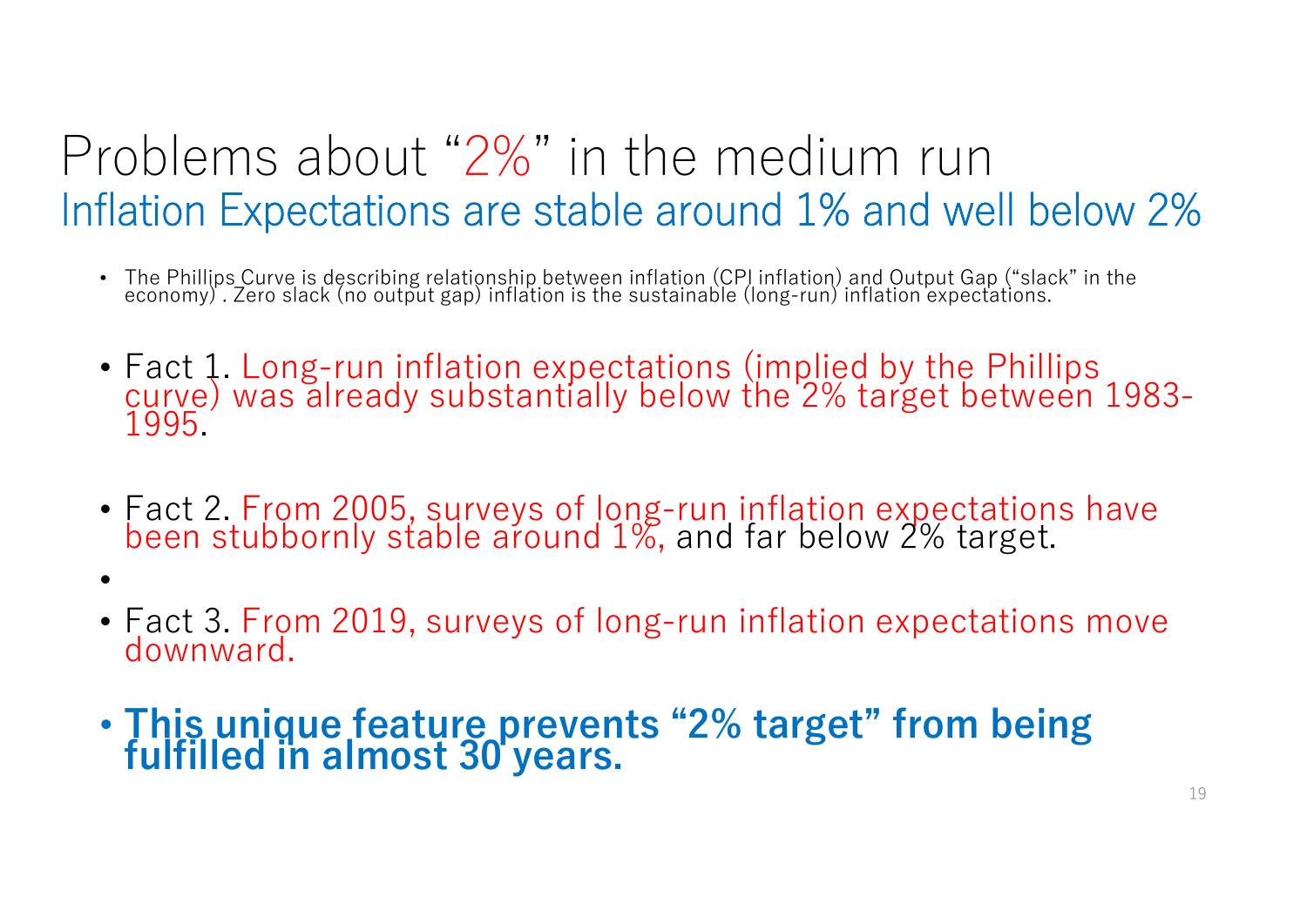# Problems about "2%" in the medium run

## Inflation Expectations are stable around 1% and well below 2%

- The Phillips Curve is describing relationship between inflation (CPI inflation) and Output Gap ("slack" in the economy) . Zero slack (no output gap) inflation is the sustainable (long-run) inflation expectations.

- Fact 1. Long-run inflation expectations (implied by the Phillips curve) was already substantially below the 2% target between 1983-1995.

- Fact 2. From 2005, surveys of long-run inflation expectations have been stubbornly stable around 1%, and far below 2% target.

- Fact 3. From 2019, surveys of long-run inflation expectations move downward.

- **This unique feature prevents "2% target" from being fulfilled in almost 30 years.**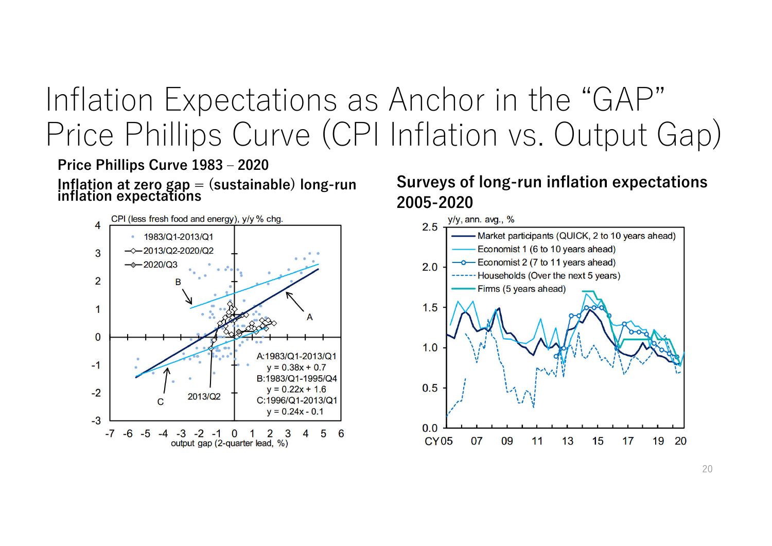# Inflation Expectations as Anchor in the "GAP" Price Phillips Curve (CPI Inflation vs. Output Gap)

**Price Phillips Curve 1983 – 2020**

**Inflation at zero gap = (sustainable) long-run inflation expectations**

CPI (less fresh food and energy), y/y % chg.

- 1983/Q1-2013/Q1
- 2013/Q2-2020/Q2
- 2020/Q3

A:1983/Q1-2013/Q1
$y = 0.38x + 0.7$

B:1983/Q1-1995/Q4
$y = 0.22x + 1.6$

C:1996/Q1-2013/Q1
$y = 0.24x - 0.1$

output gap (2-quarter lead, %)

**Surveys of long-run inflation expectations 2005-2020**

y/y, ann. avg., %

- Market participants (QUICK, 2 to 10 years ahead)
- Economist 1 (6 to 10 years ahead)
- Economist 2 (7 to 11 years ahead)
- Households (Over the next 5 years)
- Firms (5 years ahead)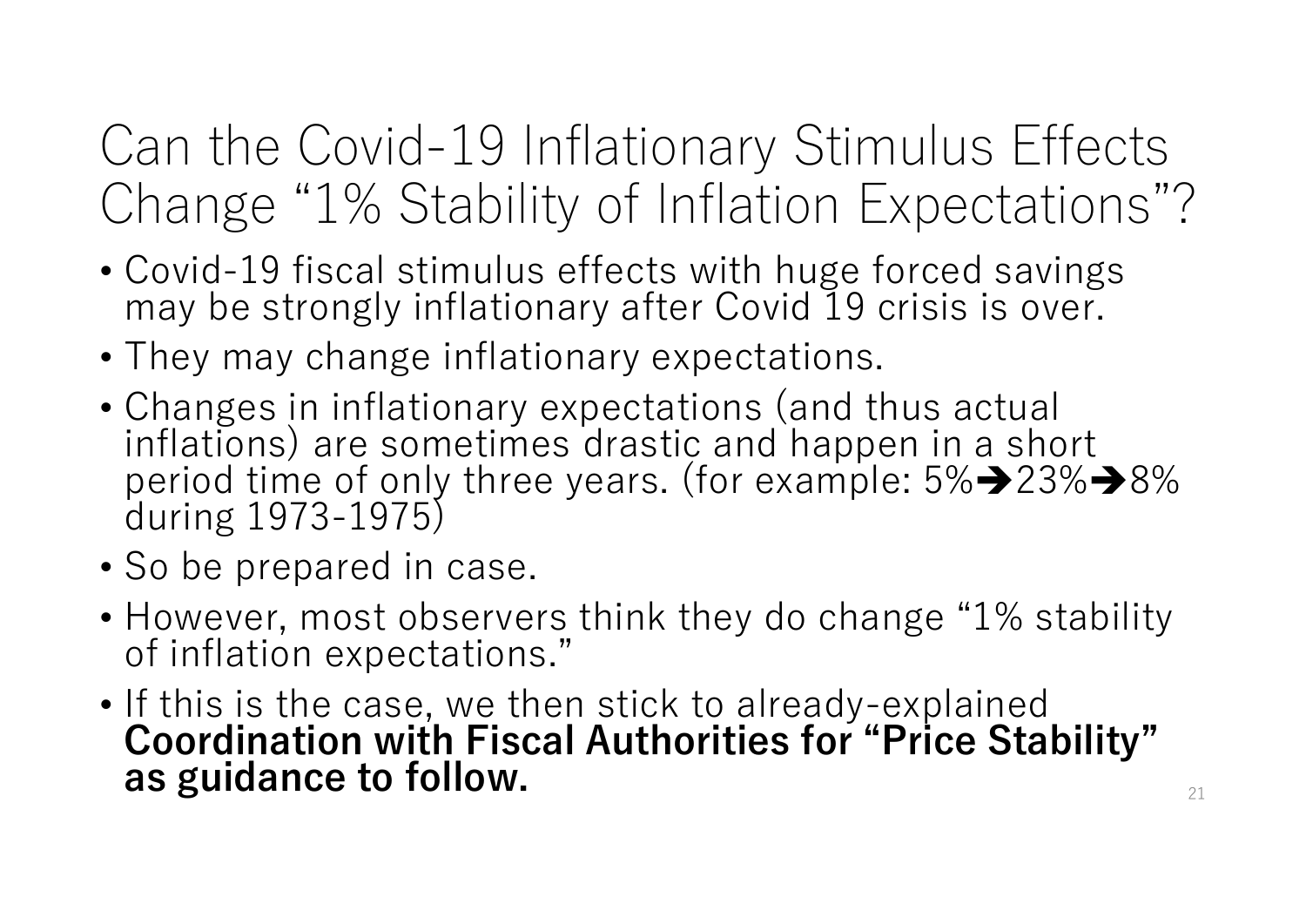# Can the Covid-19 Inflationary Stimulus Effects Change "1% Stability of Inflation Expectations"?

- Covid-19 fiscal stimulus effects with huge forced savings may be strongly inflationary after Covid 19 crisis is over.
- They may change inflationary expectations.
- Changes in inflationary expectations (and thus actual inflations) are sometimes drastic and happen in a short period time of only three years. (for example: 5%➔23%➔8% during 1973-1975)
- So be prepared in case.
- However, most observers think they do change "1% stability of inflation expectations."
- If this is the case, we then stick to already-explained **Coordination with Fiscal Authorities for "Price Stability" as guidance to follow.**